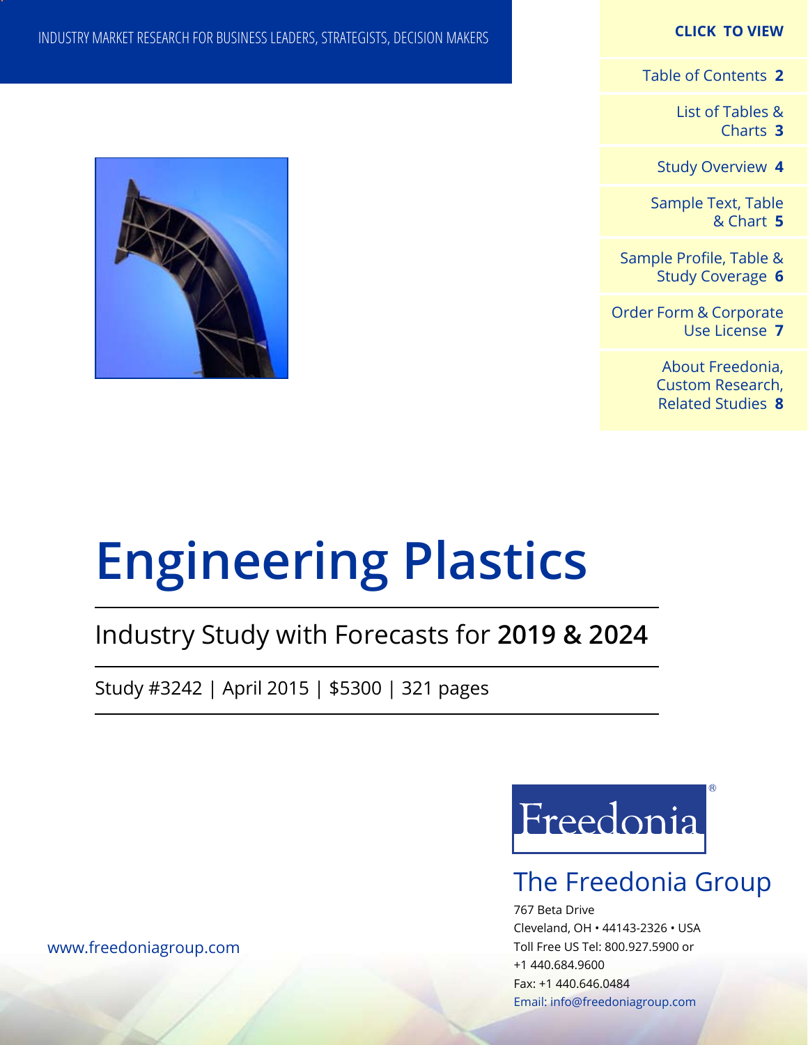INDUSTRY MARKET RESEARCH FOR BUSINESS LEADERS, STRATEGISTS, DECISION MAKERS

**CLICK TO VIEW**

- Table of Contents **2**
- List of Tables & Charts **3**
- Study Overview **4**
- Sample Text, Table & Chart **5**
- Sample Profile, Table & Study Coverage **6**
- Order Form & Corporate Use License **7**
- About Freedonia, Custom Research, Related Studies **8**

# Engineering Plastics

## Industry Study with Forecasts for **2019 & 2024**

Study #3242 | April 2015 | $5300 | 321 pages

Freedonia®

The Freedonia Group

767 Beta Drive
Cleveland, OH • 44143-2326 • USA
Toll Free US Tel: 800.927.5900 or
+1 440.684.9600
Fax: +1 440.646.0484
Email: info@freedoniagroup.com

www.freedoniagroup.com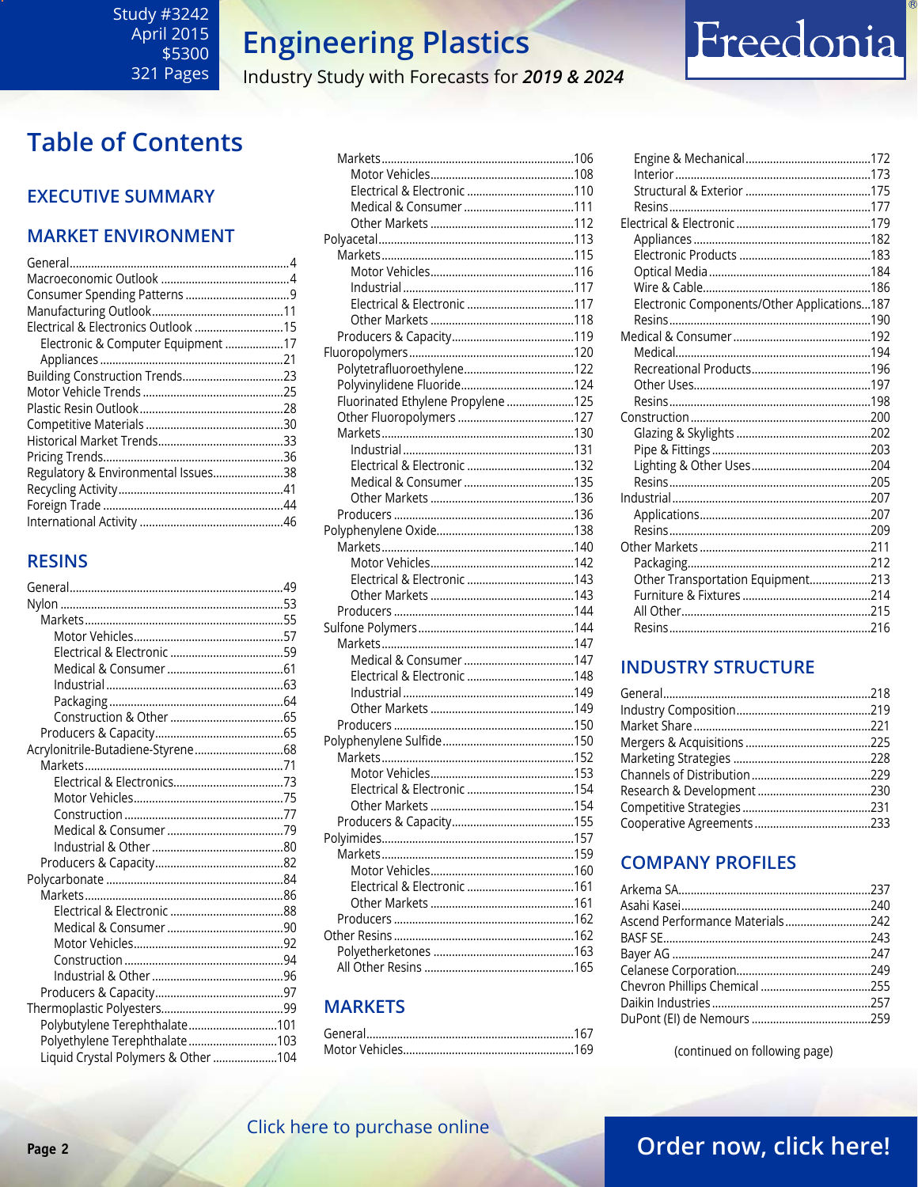Study #3242
April 2015
$5300
321 Pages

# Engineering Plastics

Industry Study with Forecasts for *2019 & 2024*

Freedonia

## Table of Contents

### EXECUTIVE SUMMARY

### MARKET ENVIRONMENT

- General....4
- Macroeconomic Outlook....4
- Consumer Spending Patterns....9
- Manufacturing Outlook....11
- Electrical & Electronics Outlook....15
  - Electronic & Computer Equipment....17
  - Appliances....21
- Building Construction Trends....23
- Motor Vehicle Trends....25
- Plastic Resin Outlook....28
- Competitive Materials....30
- Historical Market Trends....33
- Pricing Trends....36
- Regulatory & Environmental Issues....38
- Recycling Activity....41
- Foreign Trade....44
- International Activity....46

### RESINS

- General....49
- Nylon....53
  - Markets....55
    - Motor Vehicles....57
    - Electrical & Electronic....59
    - Medical & Consumer....61
    - Industrial....63
    - Packaging....64
    - Construction & Other....65
  - Producers & Capacity....65
- Acrylonitrile-Butadiene-Styrene....68
  - Markets....71
    - Electrical & Electronics....73
    - Motor Vehicles....75
    - Construction....77
    - Medical & Consumer....79
    - Industrial & Other....80
  - Producers & Capacity....82
- Polycarbonate....84
  - Markets....86
    - Electrical & Electronic....88
    - Medical & Consumer....90
    - Motor Vehicles....92
    - Construction....94
    - Industrial & Other....96
  - Producers & Capacity....97
- Thermoplastic Polyesters....99
  - Polybutylene Terephthalate....101
  - Polyethylene Terephthalate....103
  - Liquid Crystal Polymers & Other....104
  - Markets....106
    - Motor Vehicles....108
    - Electrical & Electronic....110
    - Medical & Consumer....111
    - Other Markets....112
- Polyacetal....113
  - Markets....115
    - Motor Vehicles....116
    - Industrial....117
    - Electrical & Electronic....117
    - Other Markets....118
  - Producers & Capacity....119
- Fluoropolymers....120
  - Polytetrafluoroethylene....122
  - Polyvinylidene Fluoride....124
  - Fluorinated Ethylene Propylene....125
  - Other Fluoropolymers....127
  - Markets....130
    - Industrial....131
    - Electrical & Electronic....132
    - Medical & Consumer....135
    - Other Markets....136
  - Producers....136
- Polyphenylene Oxide....138
  - Markets....140
    - Motor Vehicles....142
    - Electrical & Electronic....143
    - Other Markets....143
  - Producers....144
- Sulfone Polymers....144
  - Markets....147
    - Medical & Consumer....147
    - Electrical & Electronic....148
    - Industrial....149
    - Other Markets....149
  - Producers....150
- Polyphenylene Sulfide....150
  - Markets....152
    - Motor Vehicles....153
    - Electrical & Electronic....154
    - Other Markets....154
  - Producers & Capacity....155
- Polyimides....157
  - Markets....159
    - Motor Vehicles....160
    - Electrical & Electronic....161
    - Other Markets....161
  - Producers....162
- Other Resins....162
  - Polyetherketones....163
  - All Other Resins....165

### MARKETS

- General....167
- Motor Vehicles....169
  - Engine & Mechanical....172
  - Interior....173
  - Structural & Exterior....175
  - Resins....177
- Electrical & Electronic....179
  - Appliances....182
  - Electronic Products....183
  - Optical Media....184
  - Wire & Cable....186
  - Electronic Components/Other Applications....187
  - Resins....190
- Medical & Consumer....192
  - Medical....194
  - Recreational Products....196
  - Other Uses....197
  - Resins....198
- Construction....200
  - Glazing & Skylights....202
  - Pipe & Fittings....203
  - Lighting & Other Uses....204
  - Resins....205
- Industrial....207
  - Applications....207
  - Resins....209
- Other Markets....211
  - Packaging....212
  - Other Transportation Equipment....213
  - Furniture & Fixtures....214
  - All Other....215
  - Resins....216

### INDUSTRY STRUCTURE

- General....218
- Industry Composition....219
- Market Share....221
- Mergers & Acquisitions....225
- Marketing Strategies....228
- Channels of Distribution....229
- Research & Development....230
- Competitive Strategies....231
- Cooperative Agreements....233

### COMPANY PROFILES

- Arkema SA....237
- Asahi Kasei....240
- Ascend Performance Materials....242
- BASF SE....243
- Bayer AG....247
- Celanese Corporation....249
- Chevron Phillips Chemical....255
- Daikin Industries....257
- DuPont (EI) de Nemours....259

(continued on following page)

Click here to purchase online

Order now, click here!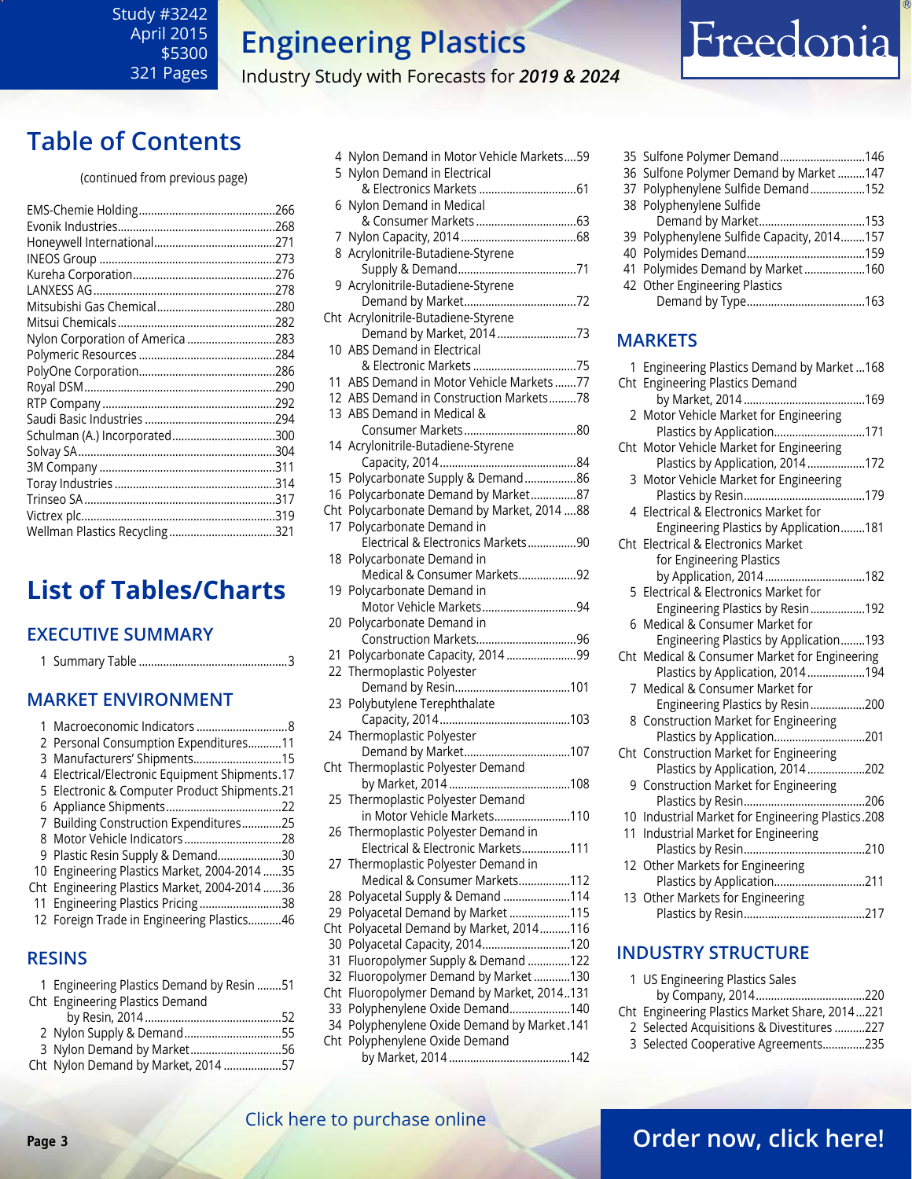# Table of Contents

(continued from previous page)

- EMS-Chemie Holding....266
- Evonik Industries....268
- Honeywell International....271
- INEOS Group....273
- Kureha Corporation....276
- LANXESS AG....278
- Mitsubishi Gas Chemical....280
- Mitsui Chemicals....282
- Nylon Corporation of America....283
- Polymeric Resources....284
- PolyOne Corporation....286
- Royal DSM....290
- RTP Company....292
- Saudi Basic Industries....294
- Schulman (A.) Incorporated....300
- Solvay SA....304
- 3M Company....311
- Toray Industries....314
- Trinseo SA....317
- Victrex plc....319
- Wellman Plastics Recycling....321

# List of Tables/Charts

## EXECUTIVE SUMMARY

1 Summary Table....3

## MARKET ENVIRONMENT

1 Macroeconomic Indicators....8
2 Personal Consumption Expenditures....11
3 Manufacturers' Shipments....15
4 Electrical/Electronic Equipment Shipments....17
5 Electronic & Computer Product Shipments....21
6 Appliance Shipments....22
7 Building Construction Expenditures....25
8 Motor Vehicle Indicators....28
9 Plastic Resin Supply & Demand....30
10 Engineering Plastics Market, 2004-2014....35
Cht Engineering Plastics Market, 2004-2014....36
11 Engineering Plastics Pricing....38
12 Foreign Trade in Engineering Plastics....46

## RESINS

1 Engineering Plastics Demand by Resin....51
Cht Engineering Plastics Demand by Resin, 2014....52
2 Nylon Supply & Demand....55
3 Nylon Demand by Market....56
Cht Nylon Demand by Market, 2014....57
4 Nylon Demand in Motor Vehicle Markets....59
5 Nylon Demand in Electrical & Electronics Markets....61
6 Nylon Demand in Medical & Consumer Markets....63
7 Nylon Capacity, 2014....68
8 Acrylonitrile-Butadiene-Styrene Supply & Demand....71
9 Acrylonitrile-Butadiene-Styrene Demand by Market....72
Cht Acrylonitrile-Butadiene-Styrene Demand by Market, 2014....73
10 ABS Demand in Electrical & Electronic Markets....75
11 ABS Demand in Motor Vehicle Markets....77
12 ABS Demand in Construction Markets....78
13 ABS Demand in Medical & Consumer Markets....80
14 Acrylonitrile-Butadiene-Styrene Capacity, 2014....84
15 Polycarbonate Supply & Demand....86
16 Polycarbonate Demand by Market....87
Cht Polycarbonate Demand by Market, 2014....88
17 Polycarbonate Demand in Electrical & Electronics Markets....90
18 Polycarbonate Demand in Medical & Consumer Markets....92
19 Polycarbonate Demand in Motor Vehicle Markets....94
20 Polycarbonate Demand in Construction Markets....96
21 Polycarbonate Capacity, 2014....99
22 Thermoplastic Polyester Demand by Resin....101
23 Polybutylene Terephthalate Capacity, 2014....103
24 Thermoplastic Polyester Demand by Market....107
Cht Thermoplastic Polyester Demand by Market, 2014....108
25 Thermoplastic Polyester Demand in Motor Vehicle Markets....110
26 Thermoplastic Polyester Demand in Electrical & Electronic Markets....111
27 Thermoplastic Polyester Demand in Medical & Consumer Markets....112
28 Polyacetal Supply & Demand....114
29 Polyacetal Demand by Market....115
Cht Polyacetal Demand by Market, 2014....116
30 Polyacetal Capacity, 2014....120
31 Fluoropolymer Supply & Demand....122
32 Fluoropolymer Demand by Market....130
Cht Fluoropolymer Demand by Market, 2014....131
33 Polyphenylene Oxide Demand....140
34 Polyphenylene Oxide Demand by Market....141
Cht Polyphenylene Oxide Demand by Market, 2014....142
35 Sulfone Polymer Demand....146
36 Sulfone Polymer Demand by Market....147
37 Polyphenylene Sulfide Demand....152
38 Polyphenylene Sulfide Demand by Market....153
39 Polyphenylene Sulfide Capacity, 2014....157
40 Polymides Demand....159
41 Polymides Demand by Market....160
42 Other Engineering Plastics Demand by Type....163

## MARKETS

1 Engineering Plastics Demand by Market....168
Cht Engineering Plastics Demand by Market, 2014....169
2 Motor Vehicle Market for Engineering Plastics by Application....171
Cht Motor Vehicle Market for Engineering Plastics by Application, 2014....172
3 Motor Vehicle Market for Engineering Plastics by Resin....179
4 Electrical & Electronics Market for Engineering Plastics by Application....181
Cht Electrical & Electronics Market for Engineering Plastics by Application, 2014....182
5 Electrical & Electronics Market for Engineering Plastics by Resin....192
6 Medical & Consumer Market for Engineering Plastics by Application....193
Cht Medical & Consumer Market for Engineering Plastics by Application, 2014....194
7 Medical & Consumer Market for Engineering Plastics by Resin....200
8 Construction Market for Engineering Plastics by Application....201
Cht Construction Market for Engineering Plastics by Application, 2014....202
9 Construction Market for Engineering Plastics by Resin....206
10 Industrial Market for Engineering Plastics....208
11 Industrial Market for Engineering Plastics by Resin....210
12 Other Markets for Engineering Plastics by Application....211
13 Other Markets for Engineering Plastics by Resin....217

## INDUSTRY STRUCTURE

1 US Engineering Plastics Sales by Company, 2014....220
Cht Engineering Plastics Market Share, 2014....221
2 Selected Acquisitions & Divestitures....227
3 Selected Cooperative Agreements....235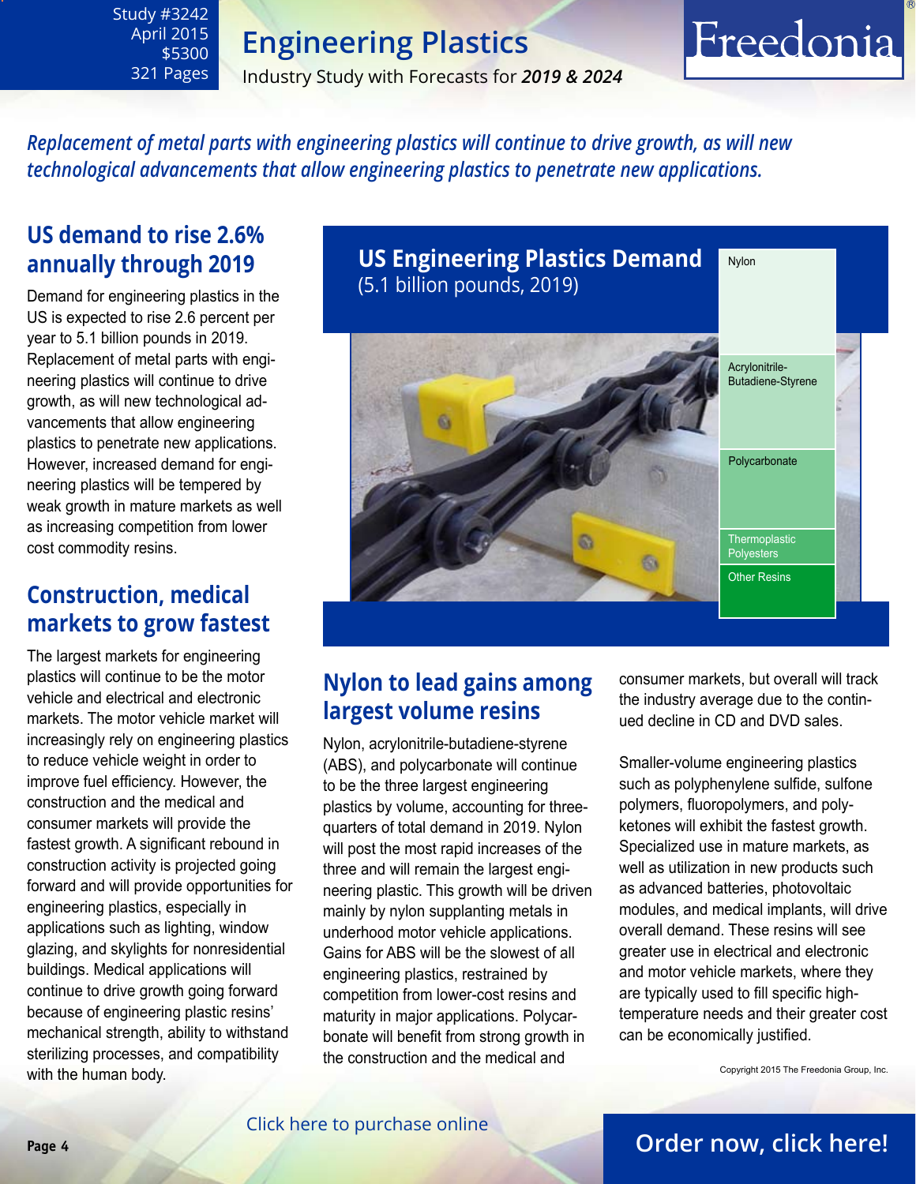Study #3242
April 2015
$5300
321 Pages

# Engineering Plastics

Industry Study with Forecasts for ***2019 & 2024***

*Replacement of metal parts with engineering plastics will continue to drive growth, as will new technological advancements that allow engineering plastics to penetrate new applications.*

## US demand to rise 2.6% annually through 2019

Demand for engineering plastics in the US is expected to rise 2.6 percent per year to 5.1 billion pounds in 2019. Replacement of metal parts with engineering plastics will continue to drive growth, as will new technological advancements that allow engineering plastics to penetrate new applications. However, increased demand for engineering plastics will be tempered by weak growth in mature markets as well as increasing competition from lower cost commodity resins.

## Construction, medical markets to grow fastest

The largest markets for engineering plastics will continue to be the motor vehicle and electrical and electronic markets. The motor vehicle market will increasingly rely on engineering plastics to reduce vehicle weight in order to improve fuel efficiency. However, the construction and the medical and consumer markets will provide the fastest growth. A significant rebound in construction activity is projected going forward and will provide opportunities for engineering plastics, especially in applications such as lighting, window glazing, and skylights for nonresidential buildings. Medical applications will continue to drive growth going forward because of engineering plastic resins' mechanical strength, ability to withstand sterilizing processes, and compatibility with the human body.

**US Engineering Plastics Demand**
(5.1 billion pounds, 2019)

- Nylon
- Acrylonitrile-Butadiene-Styrene
- Polycarbonate
- Thermoplastic Polyesters
- Other Resins

## Nylon to lead gains among largest volume resins

Nylon, acrylonitrile-butadiene-styrene (ABS), and polycarbonate will continue to be the three largest engineering plastics by volume, accounting for three-quarters of total demand in 2019. Nylon will post the most rapid increases of the three and will remain the largest engineering plastic. This growth will be driven mainly by nylon supplanting metals in underhood motor vehicle applications. Gains for ABS will be the slowest of all engineering plastics, restrained by competition from lower-cost resins and maturity in major applications. Polycarbonate will benefit from strong growth in the construction and the medical and consumer markets, but overall will track the industry average due to the continued decline in CD and DVD sales.

Smaller-volume engineering plastics such as polyphenylene sulfide, sulfone polymers, fluoropolymers, and polyketones will exhibit the fastest growth. Specialized use in mature markets, as well as utilization in new products such as advanced batteries, photovoltaic modules, and medical implants, will drive overall demand. These resins will see greater use in electrical and electronic and motor vehicle markets, where they are typically used to fill specific high-temperature needs and their greater cost can be economically justified.

Copyright 2015 The Freedonia Group, Inc.

Click here to purchase online

Order now, click here!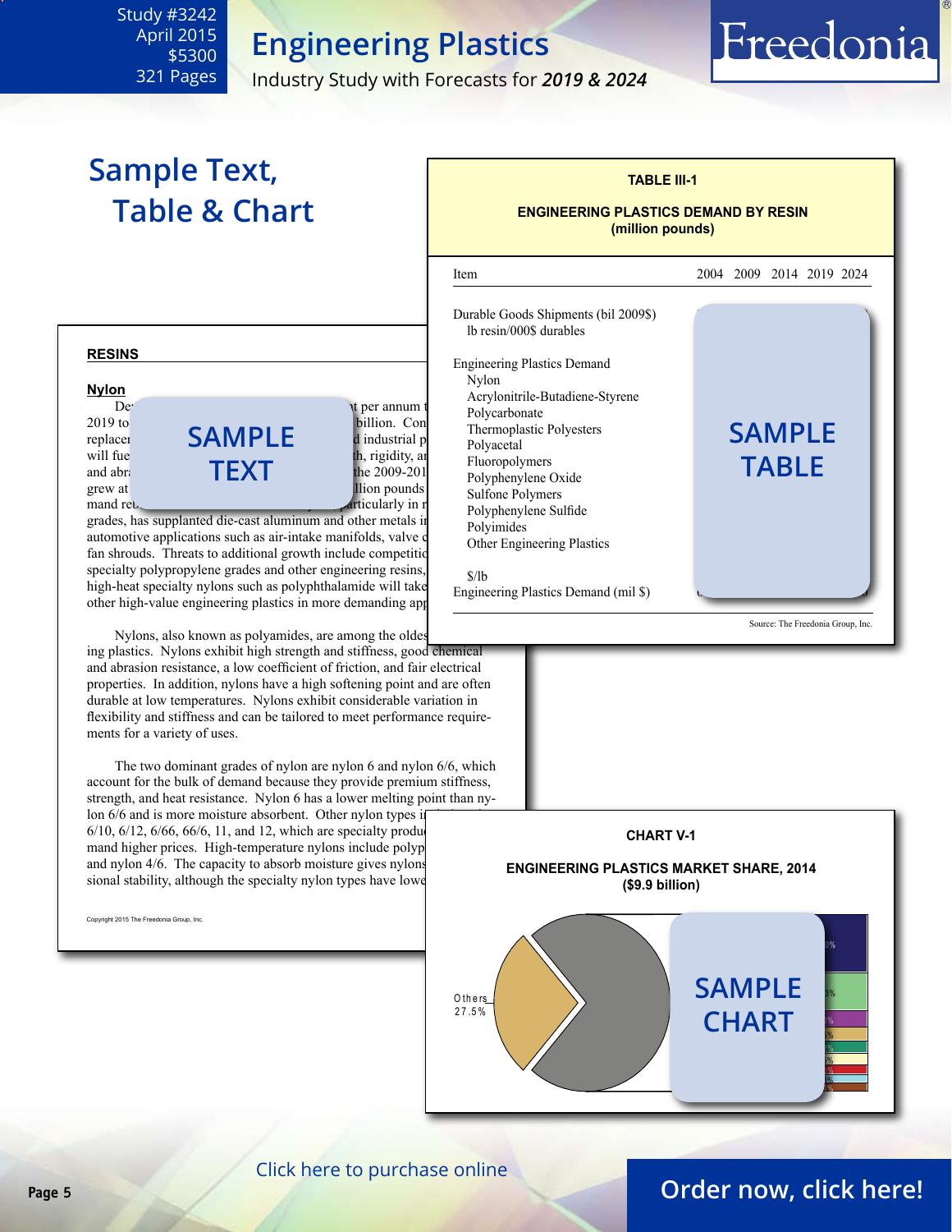# Engineering Plastics

Industry Study with Forecasts for *2019 & 2024*

Study #3242
April 2015
$5300
321 Pages

## Sample Text, Table & Chart

**TABLE III-1**

**ENGINEERING PLASTICS DEMAND BY RESIN**
**(million pounds)**

| Item | 2004 | 2009 | 2014 | 2019 | 2024 |
|---|---|---|---|---|---|
| Durable Goods Shipments (bil 2009$) | | | | | |
| lb resin/000$ durables | | | | | |
| Engineering Plastics Demand | | | | | |
| Nylon | | | | | |
| Acrylonitrile-Butadiene-Styrene | | | | | |
| Polycarbonate | | | | | |
| Thermoplastic Polyesters | | | | | |
| Polyacetal | | | | | |
| Fluoropolymers | | | | | |
| Polyphenylene Oxide | | | | | |
| Sulfone Polymers | | | | | |
| Polyphenylene Sulfide | | | | | |
| Polyimides | | | | | |
| Other Engineering Plastics | | | | | |
| $/lb | | | | | |
| Engineering Plastics Demand (mil $) | | | | | |

Source: The Freedonia Group, Inc.

SAMPLE TABLE

**RESINS**

**Nylon**

De... t per annum t... 2019 to ... billion. Con... replace... d industrial p... will fue... th, rigidity, a... and abr... the 2009-201... grew at ... llion pounds... mand re... articularly in r... grades, has supplanted die-cast aluminum and other metals i... automotive applications such as air-intake manifolds, valve c... fan shrouds. Threats to additional growth include competitio... specialty polypropylene grades and other engineering resins,... high-heat specialty nylons such as polyphthalamide will take... other high-value engineering plastics in more demanding app...

SAMPLE TEXT

Nylons, also known as polyamides, are among the oldes... ing plastics. Nylons exhibit high strength and stiffness, good chemical and abrasion resistance, a low coefficient of friction, and fair electrical properties. In addition, nylons have a high softening point and are often durable at low temperatures. Nylons exhibit considerable variation in flexibility and stiffness and can be tailored to meet performance requirements for a variety of uses.

The two dominant grades of nylon are nylon 6 and nylon 6/6, which account for the bulk of demand because they provide premium stiffness, strength, and heat resistance. Nylon 6 has a lower melting point than nylon 6/6 and is more moisture absorbent. Other nylon types i... 6/10, 6/12, 6/66, 66/6, 11, and 12, which are specialty produ... mand higher prices. High-temperature nylons include polyp... and nylon 4/6. The capacity to absorb moisture gives nylons... sional stability, although the specialty nylon types have lowe...

Copyright 2015 The Freedonia Group, Inc.

**CHART V-1**

**ENGINEERING PLASTICS MARKET SHARE, 2014**
**($9.9 billion)**

Others 27.5%

SAMPLE CHART

Click here to purchase online

Order now, click here!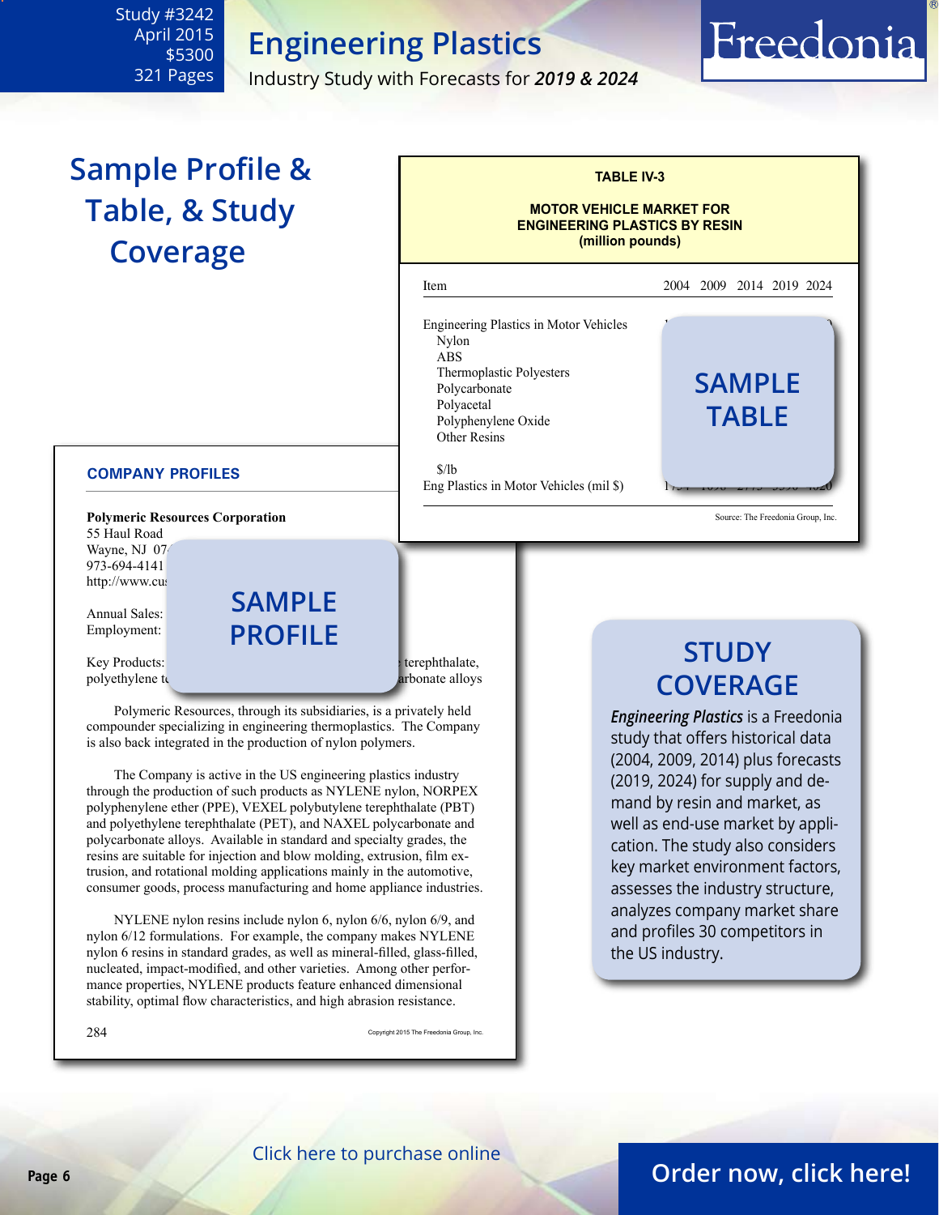Study #3242
April 2015
$5300
321 Pages

# Engineering Plastics

Industry Study with Forecasts for ***2019 & 2024***

## Sample Profile & Table, & Study Coverage

**TABLE IV-3**

**MOTOR VEHICLE MARKET FOR ENGINEERING PLASTICS BY RESIN (million pounds)**

| Item | 2004 | 2009 | 2014 | 2019 | 2024 |
|---|---|---|---|---|---|
| Engineering Plastics in Motor Vehicles | | | | | |
| Nylon | | | | | |
| ABS | | | | | |
| Thermoplastic Polyesters | | | | | |
| Polycarbonate | | | | | |
| Polyacetal | | | | | |
| Polyphenylene Oxide | | | | | |
| Other Resins | | | | | |
| $/lb | | | | | |
| Eng Plastics in Motor Vehicles (mil $) | | | | | |

Source: The Freedonia Group, Inc.

**SAMPLE TABLE**

### COMPANY PROFILES

**Polymeric Resources Corporation**
55 Haul Road
Wayne, NJ 07
973-694-4141
http://www.cu

Annual Sales:
Employment:

Key Products: terephthalate, polyethylene t arbonate alloys

**SAMPLE PROFILE**

Polymeric Resources, through its subsidiaries, is a privately held compounder specializing in engineering thermoplastics. The Company is also back integrated in the production of nylon polymers.

The Company is active in the US engineering plastics industry through the production of such products as NYLENE nylon, NORPEX polyphenylene ether (PPE), VEXEL polybutylene terephthalate (PBT) and polyethylene terephthalate (PET), and NAXEL polycarbonate and polycarbonate alloys. Available in standard and specialty grades, the resins are suitable for injection and blow molding, extrusion, film extrusion, and rotational molding applications mainly in the automotive, consumer goods, process manufacturing and home appliance industries.

NYLENE nylon resins include nylon 6, nylon 6/6, nylon 6/9, and nylon 6/12 formulations. For example, the company makes NYLENE nylon 6 resins in standard grades, as well as mineral-filled, glass-filled, nucleated, impact-modified, and other varieties. Among other performance properties, NYLENE products feature enhanced dimensional stability, optimal flow characteristics, and high abrasion resistance.

284 Copyright 2015 The Freedonia Group, Inc.

## STUDY COVERAGE

***Engineering Plastics*** is a Freedonia study that offers historical data (2004, 2009, 2014) plus forecasts (2019, 2024) for supply and demand by resin and market, as well as end-use market by application. The study also considers key market environment factors, assesses the industry structure, analyzes company market share and profiles 30 competitors in the US industry.

Click here to purchase online

**Order now, click here!**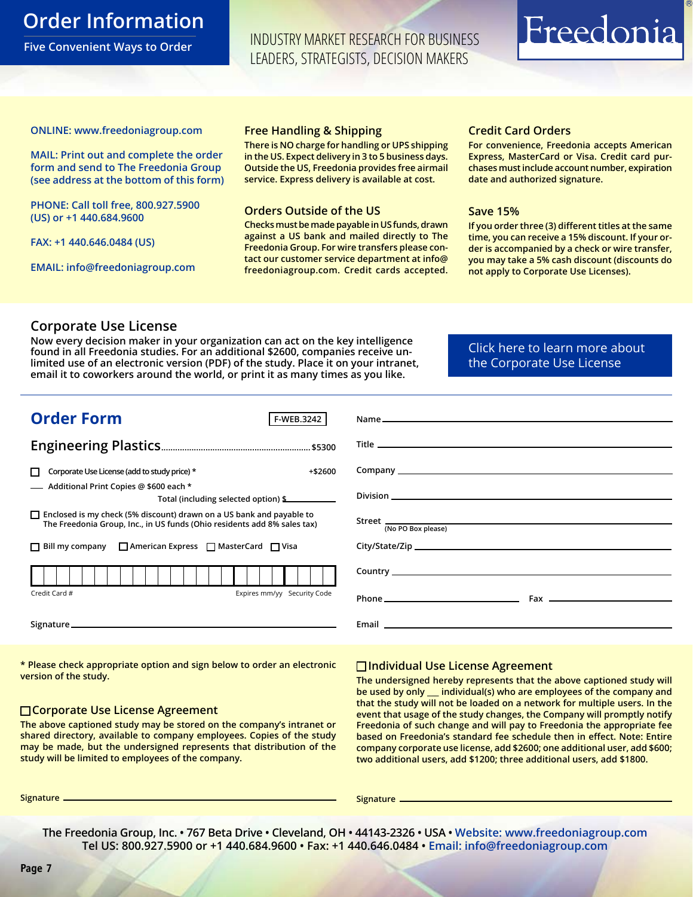# Order Information

Five Convenient Ways to Order

INDUSTRY MARKET RESEARCH FOR BUSINESS LEADERS, STRATEGISTS, DECISION MAKERS

Freedonia®

ONLINE: www.freedoniagroup.com

MAIL: Print out and complete the order form and send to The Freedonia Group (see address at the bottom of this form)

PHONE: Call toll free, 800.927.5900 (US) or +1 440.684.9600

FAX: +1 440.646.0484 (US)

EMAIL: info@freedoniagroup.com

## Free Handling & Shipping

There is NO charge for handling or UPS shipping in the US. Expect delivery in 3 to 5 business days. Outside the US, Freedonia provides free airmail service. Express delivery is available at cost.

## Orders Outside of the US

Checks must be made payable in US funds, drawn against a US bank and mailed directly to The Freedonia Group. For wire transfers please contact our customer service department at info@freedoniagroup.com. Credit cards accepted.

## Credit Card Orders

For convenience, Freedonia accepts American Express, MasterCard or Visa. Credit card purchases must include account number, expiration date and authorized signature.

## Save 15%

If you order three (3) different titles at the same time, you can receive a 15% discount. If your order is accompanied by a check or wire transfer, you may take a 5% cash discount (discounts do not apply to Corporate Use Licenses).

## Corporate Use License

Now every decision maker in your organization can act on the key intelligence found in all Freedonia studies. For an additional $2600, companies receive unlimited use of an electronic version (PDF) of the study. Place it on your intranet, email it to coworkers around the world, or print it as many times as you like.

Click here to learn more about the Corporate Use License

## Order Form

F-WEB.3242

Engineering Plastics ........ $5300

☐ Corporate Use License (add to study price) * +$2600

___ Additional Print Copies @ $600 each *

Total (including selected option) $________

☐ Enclosed is my check (5% discount) drawn on a US bank and payable to The Freedonia Group, Inc., in US funds (Ohio residents add 8% sales tax)

☐ Bill my company ☐ American Express ☐ MasterCard ☐ Visa

Credit Card # ________ Expires mm/yy ________ Security Code ________

Signature ________

Name ________

Title ________

Company ________

Division ________

Street ________ (No PO Box please)

City/State/Zip ________

Country ________

Phone ________ Fax ________

Email ________

\* Please check appropriate option and sign below to order an electronic version of the study.

### ☐ Corporate Use License Agreement

The above captioned study may be stored on the company's intranet or shared directory, available to company employees. Copies of the study may be made, but the undersigned represents that distribution of the study will be limited to employees of the company.

Signature ________

### ☐ Individual Use License Agreement

The undersigned hereby represents that the above captioned study will be used by only ___ individual(s) who are employees of the company and that the study will not be loaded on a network for multiple users. In the event that usage of the study changes, the Company will promptly notify Freedonia of such change and will pay to Freedonia the appropriate fee based on Freedonia's standard fee schedule then in effect. Note: Entire company corporate use license, add $2600; one additional user, add $600; two additional users, add $1200; three additional users, add $1800.

Signature ________

The Freedonia Group, Inc. • 767 Beta Drive • Cleveland, OH • 44143-2326 • USA • Website: www.freedoniagroup.com
Tel US: 800.927.5900 or +1 440.684.9600 • Fax: +1 440.646.0484 • Email: info@freedoniagroup.com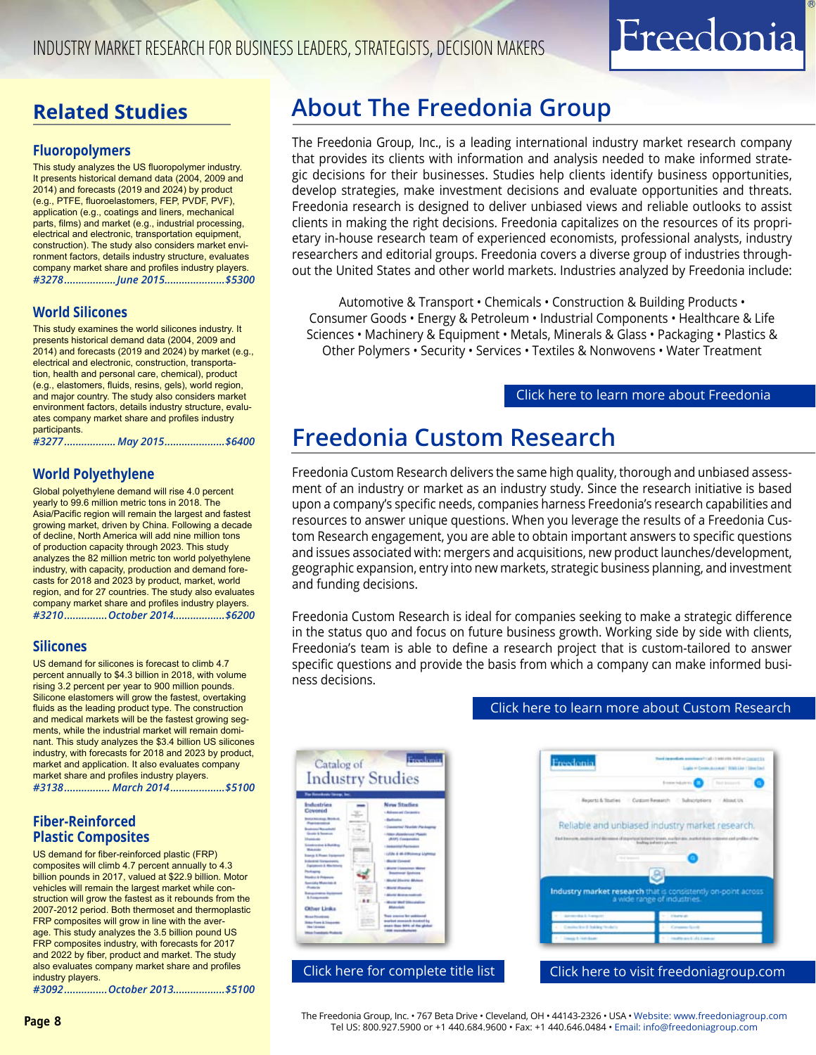## Related Studies

### Fluoropolymers

This study analyzes the US fluoropolymer industry. It presents historical demand data (2004, 2009 and 2014) and forecasts (2019 and 2024) by product (e.g., PTFE, fluoroelastomers, FEP, PVDF, PVF), application (e.g., coatings and liners, mechanical parts, films) and market (e.g., industrial processing, electrical and electronic, transportation equipment, construction). The study also considers market environment factors, details industry structure, evaluates company market share and profiles industry players.

*#3278..................June 2015.....................$5300*

### World Silicones

This study examines the world silicones industry. It presents historical demand data (2004, 2009 and 2014) and forecasts (2019 and 2024) by market (e.g., electrical and electronic, construction, transportation, health and personal care, chemical), product (e.g., elastomers, fluids, resins, gels), world region, and major country. The study also considers market environment factors, details industry structure, evaluates company market share and profiles industry participants.

*#3277.................. May 2015.....................$6400*

### World Polyethylene

Global polyethylene demand will rise 4.0 percent yearly to 99.6 million metric tons in 2018. The Asia/Pacific region will remain the largest and fastest growing market, driven by China. Following a decade of decline, North America will add nine million tons of production capacity through 2023. This study analyzes the 82 million metric ton world polyethylene industry, with capacity, production and demand forecasts for 2018 and 2023 by product, market, world region, and for 27 countries. The study also evaluates company market share and profiles industry players.

*#3210...............October 2014..................$6200*

### Silicones

US demand for silicones is forecast to climb 4.7 percent annually to $4.3 billion in 2018, with volume rising 3.2 percent per year to 900 million pounds. Silicone elastomers will grow the fastest, overtaking fluids as the leading product type. The construction and medical markets will be the fastest growing segments, while the industrial market will remain dominant. This study analyzes the $3.4 billion US silicones industry, with forecasts for 2018 and 2023 by product, market and application. It also evaluates company market share and profiles industry players.

*#3138................ March 2014...................$5100*

### Fiber-Reinforced Plastic Composites

US demand for fiber-reinforced plastic (FRP) composites will climb 4.7 percent annually to 4.3 billion pounds in 2017, valued at $22.9 billion. Motor vehicles will remain the largest market while construction will grow the fastest as it rebounds from the 2007-2012 period. Both thermoset and thermoplastic FRP composites will grow in line with the average. This study analyzes the 3.5 billion pound US FRP composites industry, with forecasts for 2017 and 2022 by fiber, product and market. The study also evaluates company market share and profiles industry players.

*#3092...............October 2013..................$5100*

## About The Freedonia Group

The Freedonia Group, Inc., is a leading international industry market research company that provides its clients with information and analysis needed to make informed strategic decisions for their businesses. Studies help clients identify business opportunities, develop strategies, make investment decisions and evaluate opportunities and threats. Freedonia research is designed to deliver unbiased views and reliable outlooks to assist clients in making the right decisions. Freedonia capitalizes on the resources of its proprietary in-house research team of experienced economists, professional analysts, industry researchers and editorial groups. Freedonia covers a diverse group of industries throughout the United States and other world markets. Industries analyzed by Freedonia include:

Automotive & Transport • Chemicals • Construction & Building Products • Consumer Goods • Energy & Petroleum • Industrial Components • Healthcare & Life Sciences • Machinery & Equipment • Metals, Minerals & Glass • Packaging • Plastics & Other Polymers • Security • Services • Textiles & Nonwovens • Water Treatment

Click here to learn more about Freedonia

## Freedonia Custom Research

Freedonia Custom Research delivers the same high quality, thorough and unbiased assessment of an industry or market as an industry study. Since the research initiative is based upon a company's specific needs, companies harness Freedonia's research capabilities and resources to answer unique questions. When you leverage the results of a Freedonia Custom Research engagement, you are able to obtain important answers to specific questions and issues associated with: mergers and acquisitions, new product launches/development, geographic expansion, entry into new markets, strategic business planning, and investment and funding decisions.

Freedonia Custom Research is ideal for companies seeking to make a strategic difference in the status quo and focus on future business growth. Working side by side with clients, Freedonia's team is able to define a research project that is custom-tailored to answer specific questions and provide the basis from which a company can make informed business decisions.

Click here to learn more about Custom Research

Click here for complete title list

Click here to visit freedoniagroup.com

The Freedonia Group, Inc. • 767 Beta Drive • Cleveland, OH • 44143-2326 • USA • Website: www.freedoniagroup.com
Tel US: 800.927.5900 or +1 440.684.9600 • Fax: +1 440.646.0484 • Email: info@freedoniagroup.com